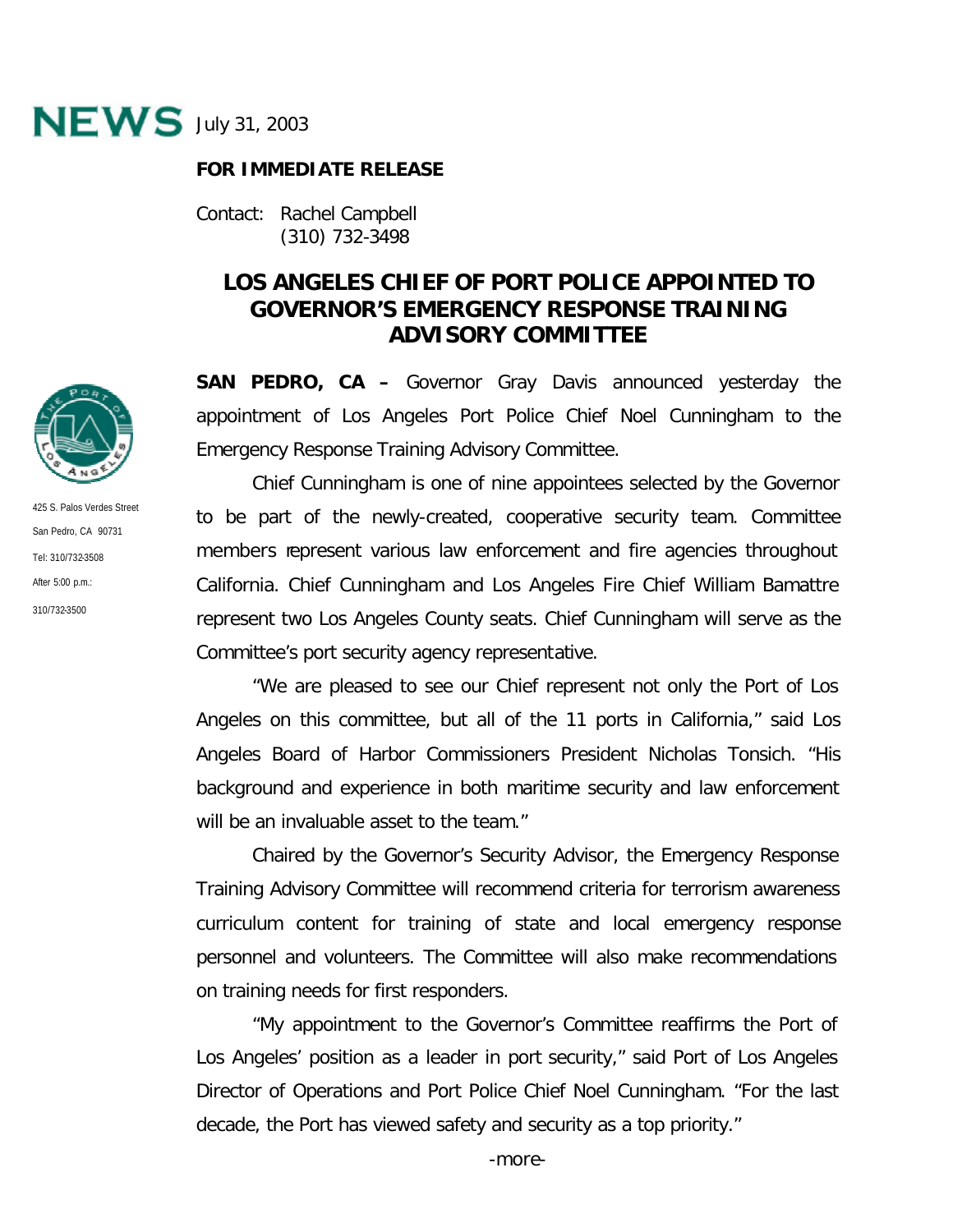**NEWS** July 31, 2003

**FOR IMMEDIATE RELEASE**

Contact: Rachel Campbell
(310) 732-3498

# LOS ANGELES CHIEF OF PORT POLICE APPOINTED TO GOVERNOR'S EMERGENCY RESPONSE TRAINING ADVISORY COMMITTEE

425 S. Palos Verdes Street
San Pedro, CA 90731
Tel: 310/732-3508
After 5:00 p.m.:
310/732-3500

**SAN PEDRO, CA –** Governor Gray Davis announced yesterday the appointment of Los Angeles Port Police Chief Noel Cunningham to the Emergency Response Training Advisory Committee.

Chief Cunningham is one of nine appointees selected by the Governor to be part of the newly-created, cooperative security team. Committee members represent various law enforcement and fire agencies throughout California. Chief Cunningham and Los Angeles Fire Chief William Bamattre represent two Los Angeles County seats. Chief Cunningham will serve as the Committee's port security agency representative.

"We are pleased to see our Chief represent not only the Port of Los Angeles on this committee, but all of the 11 ports in California," said Los Angeles Board of Harbor Commissioners President Nicholas Tonsich. "His background and experience in both maritime security and law enforcement will be an invaluable asset to the team."

Chaired by the Governor's Security Advisor, the Emergency Response Training Advisory Committee will recommend criteria for terrorism awareness curriculum content for training of state and local emergency response personnel and volunteers. The Committee will also make recommendations on training needs for first responders.

"My appointment to the Governor's Committee reaffirms the Port of Los Angeles' position as a leader in port security," said Port of Los Angeles Director of Operations and Port Police Chief Noel Cunningham. "For the last decade, the Port has viewed safety and security as a top priority."

-more-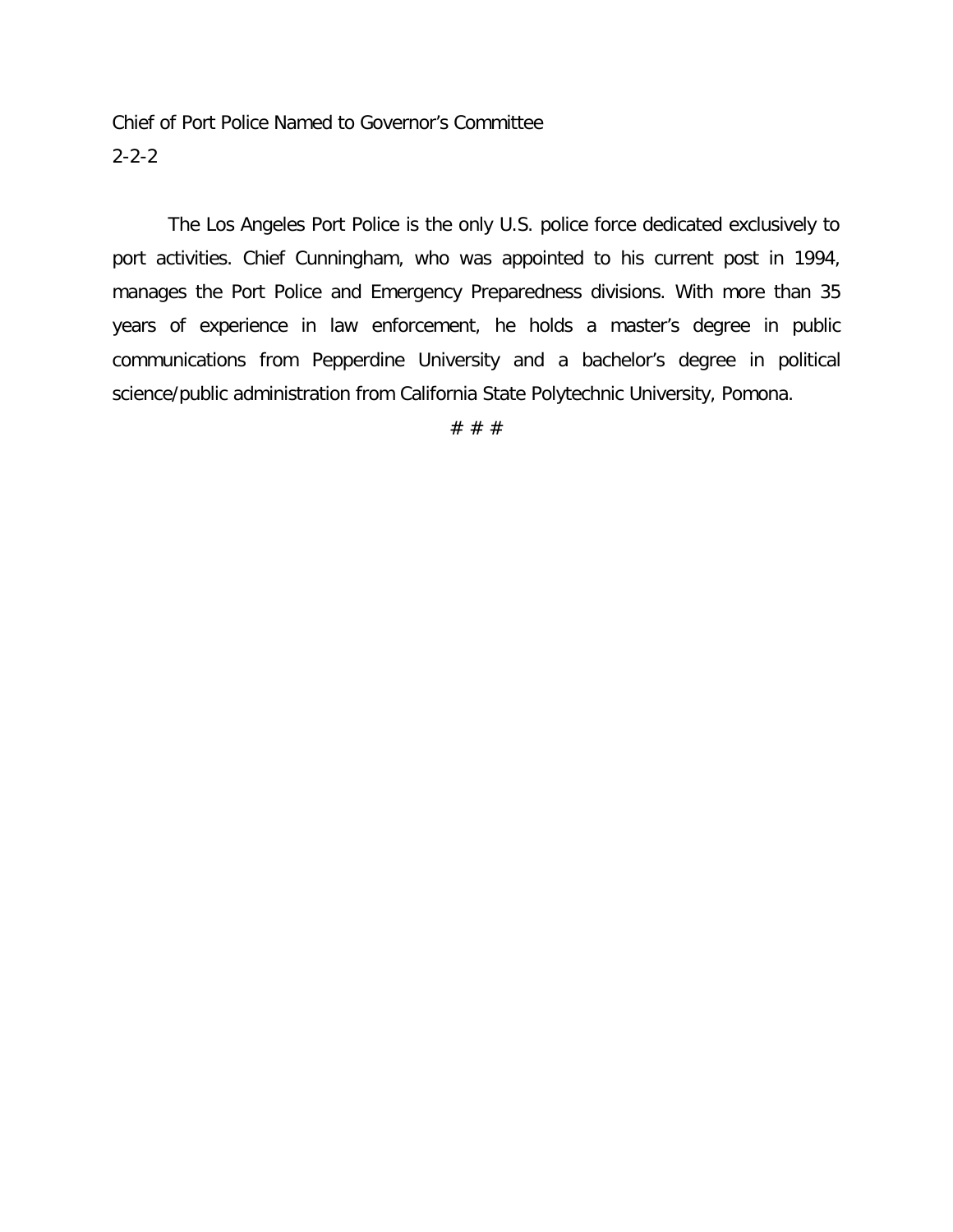The Los Angeles Port Police is the only U.S. police force dedicated exclusively to port activities. Chief Cunningham, who was appointed to his current post in 1994, manages the Port Police and Emergency Preparedness divisions. With more than 35 years of experience in law enforcement, he holds a master's degree in public communications from Pepperdine University and a bachelor's degree in political science/public administration from California State Polytechnic University, Pomona.

# # #